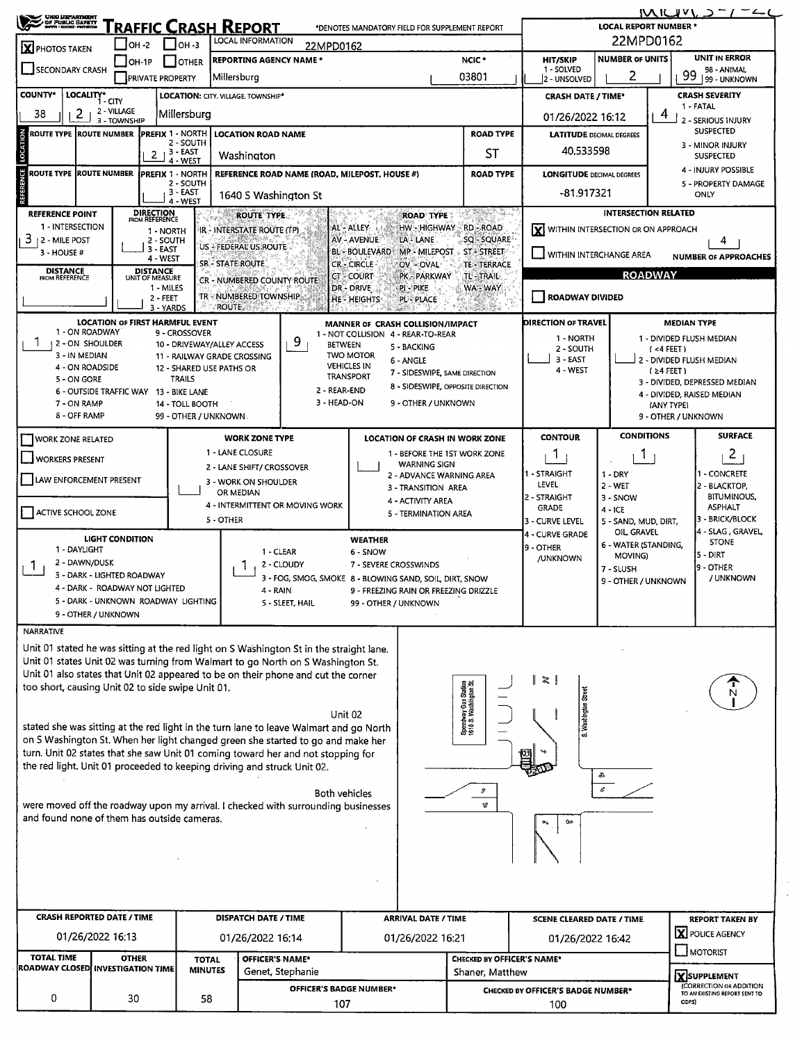# Traffic Crash Report

OHIO DEPARTMENT OF PUBLIC SAFETY

*DENOTES MANDATORY FIELD FOR SUPPLEMENT REPORT

MIUMVS-1-22

| Field | Value |
|---|---|
| LOCAL REPORT NUMBER * | 22MPD0162 |
| [X] PHOTOS TAKEN | |
| [ ] SECONDARY CRASH | |
| [ ] OH-2 [ ] OH-3 [ ] OH-1P [ ] OTHER [ ] PRIVATE PROPERTY | |
| LOCAL INFORMATION | 22MPD0162 |
| REPORTING AGENCY NAME * | Millersburg |
| NCIC * | 03801 |
| HIT/SKIP (1 - SOLVED, 2 - UNSOLVED) | |
| NUMBER OF UNITS | 2 |
| UNIT IN ERROR (98 - ANIMAL, 99 - UNKNOWN) | 99 |
| COUNTY* | 38 |
| LOCALITY* (1 - CITY, 2 - VILLAGE, 3 - TOWNSHIP) | 2 |
| LOCATION: CITY, VILLAGE, TOWNSHIP* | Millersburg |
| CRASH DATE / TIME* | 01/26/2022 16:12 |
| CRASH SEVERITY (1 - FATAL, 2 - SERIOUS INJURY SUSPECTED, 3 - MINOR INJURY SUSPECTED, 4 - INJURY POSSIBLE, 5 - PROPERTY DAMAGE ONLY) | 4 |

## Location

| ROUTE TYPE | ROUTE NUMBER | PREFIX (1 - NORTH, 2 - SOUTH, 3 - EAST, 4 - WEST) | LOCATION ROAD NAME | ROAD TYPE |
|---|---|---|---|---|
| | | 2 | Washington | ST |

| LATITUDE DECIMAL DEGREES | 40.533598 |
|---|---|
| LONGITUDE DECIMAL DEGREES | -81.917321 |

## Reference

| ROUTE TYPE | ROUTE NUMBER | PREFIX (1 - NORTH, 2 - SOUTH, 3 - EAST, 4 - WEST) | REFERENCE ROAD NAME (ROAD, MILEPOST, HOUSE #) | ROAD TYPE |
|---|---|---|---|---|
| | | | 1640 S Washington St | |

| REFERENCE POINT (1 - INTERSECTION, 2 - MILE POST, 3 - HOUSE #) | DIRECTION FROM REFERENCE (1 - NORTH, 2 - SOUTH, 3 - EAST, 4 - WEST) | DISTANCE FROM REFERENCE | DISTANCE UNIT OF MEASURE (1 - MILES, 2 - FEET, 3 - YARDS) |
|---|---|---|---|
| 3 | | | |

ROUTE TYPE: IR - INTERSTATE ROUTE (TP), US - FEDERAL US ROUTE, SR - STATE ROUTE, CR - NUMBERED COUNTY ROUTE, TR - NUMBERED TOWNSHIP ROUTE

ROAD TYPE: AL - ALLEY, AV - AVENUE, BL - BOULEVARD, CR - CIRCLE, CT - COURT, DR - DRIVE, HE - HEIGHTS, HW - HIGHWAY, LA - LANE, MP - MILEPOST, OV - OVAL, PK - PARKWAY, PI - PIKE, PL - PLACE, RD - ROAD, SQ - SQUARE, ST - STREET, TE - TERRACE, TL - TRAIL, WA - WAY

## Intersection Related

[X] WITHIN INTERSECTION OR ON APPROACH

[ ] WITHIN INTERCHANGE AREA

NUMBER OF APPROACHES: 4

## Roadway

[ ] ROADWAY DIVIDED

| Field | Value |
|---|---|
| LOCATION OF FIRST HARMFUL EVENT | 1 |
| MANNER OF CRASH COLLISION/IMPACT | 9 |
| DIRECTION OF TRAVEL | |
| MEDIAN TYPE | |

LOCATION OF FIRST HARMFUL EVENT: 1 - ON ROADWAY, 2 - ON SHOULDER, 3 - IN MEDIAN, 4 - ON ROADSIDE, 5 - ON GORE, 6 - OUTSIDE TRAFFIC WAY, 7 - ON RAMP, 8 - OFF RAMP, 9 - CROSSOVER, 10 - DRIVEWAY/ALLEY ACCESS, 11 - RAILWAY GRADE CROSSING, 12 - SHARED USE PATHS OR TRAILS, 13 - BIKE LANE, 14 - TOLL BOOTH, 99 - OTHER / UNKNOWN

MANNER OF CRASH COLLISION/IMPACT: 1 - NOT COLLISION BETWEEN TWO MOTOR VEHICLES IN TRANSPORT, 2 - REAR-END, 3 - HEAD-ON, 4 - REAR-TO-REAR, 5 - BACKING, 6 - ANGLE, 7 - SIDESWIPE, SAME DIRECTION, 8 - SIDESWIPE, OPPOSITE DIRECTION, 9 - OTHER / UNKNOWN

DIRECTION OF TRAVEL: 1 - NORTH, 2 - SOUTH, 3 - EAST, 4 - WEST

MEDIAN TYPE: 1 - DIVIDED FLUSH MEDIAN (<4 FEET), 2 - DIVIDED FLUSH MEDIAN (≥4 FEET), 3 - DIVIDED, DEPRESSED MEDIAN, 4 - DIVIDED, RAISED MEDIAN (ANY TYPE), 9 - OTHER / UNKNOWN

## Work Zone

[ ] WORK ZONE RELATED
[ ] WORKERS PRESENT
[ ] LAW ENFORCEMENT PRESENT
[ ] ACTIVE SCHOOL ZONE

WORK ZONE TYPE: 1 - LANE CLOSURE, 2 - LANE SHIFT/ CROSSOVER, 3 - WORK ON SHOULDER OR MEDIAN, 4 - INTERMITTENT OR MOVING WORK, 5 - OTHER

LOCATION OF CRASH IN WORK ZONE: 1 - BEFORE THE 1ST WORK ZONE WARNING SIGN, 2 - ADVANCE WARNING AREA, 3 - TRANSITION AREA, 4 - ACTIVITY AREA, 5 - TERMINATION AREA

| CONTOUR | CONDITIONS | SURFACE |
|---|---|---|
| 1 | 1 | 2 |

CONTOUR: 1 - STRAIGHT LEVEL, 2 - STRAIGHT GRADE, 3 - CURVE LEVEL, 4 - CURVE GRADE, 9 - OTHER /UNKNOWN

CONDITIONS: 1 - DRY, 2 - WET, 3 - SNOW, 4 - ICE, 5 - SAND, MUD, DIRT, OIL, GRAVEL, 6 - WATER (STANDING, MOVING), 7 - SLUSH, 9 - OTHER / UNKNOWN

SURFACE: 1 - CONCRETE, 2 - BLACKTOP, BITUMINOUS, ASPHALT, 3 - BRICK/BLOCK, 4 - SLAG, GRAVEL, STONE, 5 - DIRT, 9 - OTHER / UNKNOWN

| LIGHT CONDITION | WEATHER |
|---|---|
| 1 | 1 |

LIGHT CONDITION: 1 - DAYLIGHT, 2 - DAWN/DUSK, 3 - DARK - LIGHTED ROADWAY, 4 - DARK - ROADWAY NOT LIGHTED, 5 - DARK - UNKNOWN ROADWAY LIGHTING, 9 - OTHER / UNKNOWN

WEATHER: 1 - CLEAR, 2 - CLOUDY, 3 - FOG, SMOG, SMOKE, 4 - RAIN, 5 - SLEET, HAIL, 6 - SNOW, 7 - SEVERE CROSSWINDS, 8 - BLOWING SAND, SOIL, DIRT, SNOW, 9 - FREEZING RAIN OR FREEZING DRIZZLE, 99 - OTHER / UNKNOWN

## Narrative

Unit 01 stated he was sitting at the red light on S Washington St in the straight lane. Unit 01 states Unit 02 was turning from Walmart to go North on S Washington St. Unit 01 also states that Unit 02 appeared to be on their phone and cut the corner too short, causing Unit 02 to side swipe Unit 01.

Unit 02 stated she was sitting at the red light in the turn lane to leave Walmart and go North on S Washington St. When her light changed green she started to go and make her turn. Unit 02 states that she saw Unit 01 coming toward her and not stopping for the red light. Unit 01 proceeded to keeping driving and struck Unit 02.

Both vehicles were moved off the roadway upon my arrival. I checked with surrounding businesses and found none of them has outside cameras.

(Diagram labels: Speedway Gas Station 1618 S. Washington St.; S. Washington Street; N)

| CRASH REPORTED DATE / TIME | DISPATCH DATE / TIME | ARRIVAL DATE / TIME | SCENE CLEARED DATE / TIME | REPORT TAKEN BY |
|---|---|---|---|---|
| 01/26/2022 16:13 | 01/26/2022 16:14 | 01/26/2022 16:21 | 01/26/2022 16:42 | [X] POLICE AGENCY [ ] MOTORIST |

| TOTAL TIME ROADWAY CLOSED | OTHER INVESTIGATION TIME | TOTAL MINUTES | OFFICER'S NAME* | CHECKED BY OFFICER'S NAME* |
|---|---|---|---|---|
| 0 | 30 | 58 | Genet, Stephanie | Shaner, Matthew |

| OFFICER'S BADGE NUMBER* | CHECKED BY OFFICER'S BADGE NUMBER* |
|---|---|
| 107 | 100 |

[X] SUPPLEMENT (CORRECTION OR ADDITION TO AN EXISTING REPORT SENT TO ODPS)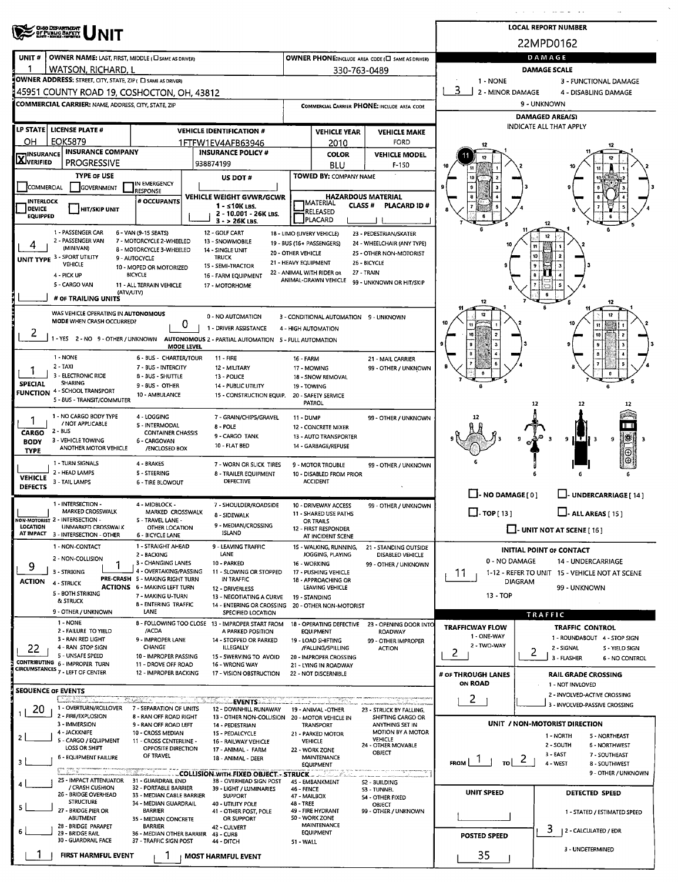# OHIO DEPARTMENT OF PUBLIC SAFETY UNIT

**LOCAL REPORT NUMBER:** 22MPD0162

| UNIT # | OWNER NAME: LAST, FIRST, MIDDLE (☐ SAME AS DRIVER) | OWNER PHONE: INCLUDE AREA CODE (☐ SAME AS DRIVER) |
|---|---|---|
| 1 | WATSON, RICHARD, L | 330-763-0489 |

**OWNER ADDRESS:** STREET, CITY, STATE, ZIP (☐ SAME AS DRIVER)
45951 COUNTY ROAD 19, COSHOCTON, OH, 43812

**COMMERCIAL CARRIER:** NAME, ADDRESS, CITY, STATE, ZIP | **COMMERCIAL CARRIER PHONE:** INCLUDE AREA CODE

| LP STATE | LICENSE PLATE # | VEHICLE IDENTIFICATION # | VEHICLE YEAR | VEHICLE MAKE |
|---|---|---|---|---|
| OH | EOK5879 | 1FTFW1EV4AFB63946 | 2010 | FORD |

| INSURANCE ☒ VERIFIED | INSURANCE COMPANY | INSURANCE POLICY # | COLOR | VEHICLE MODEL |
|---|---|---|---|---|
| | PROGRESSIVE | 938874199 | BLU | F-150 |

**TYPE OF USE:** ☐ COMMERCIAL ☐ GOVERNMENT ☐ IN EMERGENCY RESPONSE

**US DOT #:**

**TOWED BY:** COMPANY NAME

**INTERLOCK DEVICE EQUIPPED** ☐ **HIT/SKIP UNIT** ☐

**# OCCUPANTS:**

**VEHICLE WEIGHT GVWR/GCWR:** 1 - ≤10K LBS. 2 - 10.001 - 26K LBS. 3 - > 26K LBS.

**HAZARDOUS MATERIAL:** ☐ MATERIAL RELEASED ☐ PLACARD — CLASS # — PLACARD ID #

**UNIT TYPE:** 4
1 - PASSENGER CAR, 2 - PASSENGER VAN (MINIVAN), 3 - SPORT UTILITY VEHICLE, 4 - PICK UP, 5 - CARGO VAN, 6 - VAN (9-15 SEATS), 7 - MOTORCYCLE 2-WHEELED, 8 - MOTORCYCLE 3-WHEELED, 9 - AUTOCYCLE, 10 - MOPED OR MOTORIZED BICYCLE, 11 - ALL TERRAIN VEHICLE (ATV/UTV), 12 - GOLF CART, 13 - SNOWMOBILE, 14 - SINGLE UNIT TRUCK, 15 - SEMI-TRACTOR, 16 - FARM EQUIPMENT, 17 - MOTORHOME, 18 - LIMO (LIVERY VEHICLE), 19 - BUS (16+ PASSENGERS), 20 - OTHER VEHICLE, 21 - HEAVY EQUIPMENT, 22 - ANIMAL WITH RIDER OR ANIMAL-DRAWN VEHICLE, 23 - PEDESTRIAN/SKATER, 24 - WHEELCHAIR (ANY TYPE), 25 - OTHER NON-MOTORIST, 26 - BICYCLE, 27 - TRAIN, 99 - UNKNOWN OR HIT/SKIP

**# OF TRAILING UNITS:**

**WAS VEHICLE OPERATING IN AUTONOMOUS MODE WHEN CRASH OCCURRED?** 2
1 - YES, 2 - NO, 9 - OTHER / UNKNOWN

**AUTONOMOUS MODE LEVEL:** 0
0 - NO AUTOMATION, 1 - DRIVER ASSISTANCE, 2 - PARTIAL AUTOMATION, 3 - CONDITIONAL AUTOMATION, 4 - HIGH AUTOMATION, 5 - FULL AUTOMATION, 9 - UNKNOWN

**SPECIAL FUNCTION:** 1
1 - NONE, 2 - TAXI, 3 - ELECTRONIC RIDE SHARING, 4 - SCHOOL TRANSPORT, 5 - BUS - TRANSIT/COMMUTER, 6 - BUS - CHARTER/TOUR, 7 - BUS - INTERCITY, 8 - BUS - SHUTTLE, 9 - BUS - OTHER, 10 - AMBULANCE, 11 - FIRE, 12 - MILITARY, 13 - POLICE, 14 - PUBLIC UTILITY, 15 - CONSTRUCTION EQUIP., 16 - FARM, 17 - MOWING, 18 - SNOW REMOVAL, 19 - TOWING, 20 - SAFETY SERVICE PATROL, 21 - MAIL CARRIER, 99 - OTHER / UNKNOWN

**CARGO BODY TYPE:** 1
1 - NO CARGO BODY TYPE / NOT APPLICABLE, 2 - BUS, 3 - VEHICLE TOWING ANOTHER MOTOR VEHICLE, 4 - LOGGING, 5 - INTERMODAL CONTAINER CHASSIS, 6 - CARGOVAN /ENCLOSED BOX, 7 - GRAIN/CHIPS/GRAVEL, 8 - POLE, 9 - CARGO TANK, 10 - FLAT BED, 11 - DUMP, 12 - CONCRETE MIXER, 13 - AUTO TRANSPORTER, 14 - GARBAGE/REFUSE, 99 - OTHER / UNKNOWN

**VEHICLE DEFECTS:**
1 - TURN SIGNALS, 2 - HEAD LAMPS, 3 - TAIL LAMPS, 4 - BRAKES, 5 - STEERING, 6 - TIRE BLOWOUT, 7 - WORN OR SLICK TIRES, 8 - TRAILER EQUIPMENT DEFECTIVE, 9 - MOTOR TROUBLE, 10 - DISABLED FROM PRIOR ACCIDENT, 99 - OTHER / UNKNOWN

**NON-MOTORIST LOCATION AT IMPACT:**
1 - INTERSECTION - MARKED CROSSWALK, 2 - INTERSECTION - UNMARKED CROSSWALK, 3 - INTERSECTION - OTHER, 4 - MIDBLOCK - MARKED CROSSWALK, 5 - TRAVEL LANE - OTHER LOCATION, 6 - BICYCLE LANE, 7 - SHOULDER/ROADSIDE, 8 - SIDEWALK, 9 - MEDIAN/CROSSING ISLAND, 10 - DRIVEWAY ACCESS, 11 - SHARED USE PATHS OR TRAILS, 12 - FIRST RESPONDER AT INCIDENT SCENE, 99 - OTHER / UNKNOWN

**ACTION:** 9 | **PRE-CRASH ACTIONS:** 1
ACTION: 1 - NON-CONTACT, 2 - NON-COLLISION, 3 - STRIKING, 4 - STRUCK, 5 - BOTH STRIKING & STRUCK, 9 - OTHER / UNKNOWN
PRE-CRASH ACTIONS: 1 - STRAIGHT AHEAD, 2 - BACKING, 3 - CHANGING LANES, 4 - OVERTAKING/PASSING, 5 - MAKING RIGHT TURN, 6 - MAKING LEFT TURN, 7 - MAKING U-TURN, 8 - ENTERING TRAFFIC LANE, 9 - LEAVING TRAFFIC LANE, 10 - PARKED, 11 - SLOWING OR STOPPED IN TRAFFIC, 12 - DRIVERLESS, 13 - NEGOTIATING A CURVE, 14 - ENTERING OR CROSSING SPECIFIED LOCATION, 15 - WALKING, RUNNING, JOGGING, PLAYING, 16 - WORKING, 17 - PUSHING VEHICLE, 18 - APPROACHING OR LEAVING VEHICLE, 19 - STANDING, 20 - OTHER NON-MOTORIST, 21 - STANDING OUTSIDE DISABLED VEHICLE, 99 - OTHER / UNKNOWN

**CONTRIBUTING CIRCUMSTANCES:** 22
1 - NONE, 2 - FAILURE TO YIELD, 3 - RAN RED LIGHT, 4 - RAN STOP SIGN, 5 - UNSAFE SPEED, 6 - IMPROPER TURN, 7 - LEFT OF CENTER, 8 - FOLLOWING TOO CLOSE /ACDA, 9 - IMPROPER LANE CHANGE, 10 - IMPROPER PASSING, 11 - DROVE OFF ROAD, 12 - IMPROPER BACKING, 13 - IMPROPER START FROM A PARKED POSITION, 14 - STOPPED OR PARKED ILLEGALLY, 15 - SWERVING TO AVOID, 16 - WRONG WAY, 17 - VISION OBSTRUCTION, 18 - OPERATING DEFECTIVE EQUIPMENT, 19 - LOAD SHIFTING /FALLING/SPILLING, 20 - IMPROPER CROSSING, 21 - LYING IN ROADWAY, 22 - NOT DISCERNIBLE, 23 - OPENING DOOR INTO ROADWAY, 99 - OTHER IMPROPER ACTION

**SEQUENCE OF EVENTS:**
1: 20
2:
3:
4:
5:
6:

EVENTS: 1 - OVERTURN/ROLLOVER, 2 - FIRE/EXPLOSION, 3 - IMMERSION, 4 - JACKKNIFE, 5 - CARGO / EQUIPMENT LOSS OR SHIFT, 6 - EQUIPMENT FAILURE, 7 - SEPARATION OF UNITS, 8 - RAN OFF ROAD RIGHT, 9 - RAN OFF ROAD LEFT, 10 - CROSS MEDIAN, 11 - CROSS CENTERLINE - OPPOSITE DIRECTION OF TRAVEL, 12 - DOWNHILL RUNAWAY, 13 - OTHER NON-COLLISION, 14 - PEDESTRIAN, 15 - PEDALCYCLE, 16 - RAILWAY VEHICLE, 17 - ANIMAL - FARM, 18 - ANIMAL - DEER, 19 - ANIMAL -OTHER, 20 - MOTOR VEHICLE IN TRANSPORT, 21 - PARKED MOTOR VEHICLE, 22 - WORK ZONE MAINTENANCE EQUIPMENT, 23 - STRUCK BY FALLING, SHIFTING CARGO OR ANYTHING SET IN MOTION BY A MOTOR VEHICLE, 24 - OTHER MOVABLE OBJECT

COLLISION WITH FIXED OBJECT - STRUCK: 25 - IMPACT ATTENUATOR / CRASH CUSHION, 26 - BRIDGE OVERHEAD STRUCTURE, 27 - BRIDGE PIER OR ABUTMENT, 28 - BRIDGE PARAPET, 29 - BRIDGE RAIL, 30 - GUARDRAIL FACE, 31 - GUARDRAIL END, 32 - PORTABLE BARRIER, 33 - MEDIAN CABLE BARRIER, 34 - MEDIAN GUARDRAIL BARRIER, 35 - MEDIAN CONCRETE BARRIER, 36 - MEDIAN OTHER BARRIER, 37 - TRAFFIC SIGN POST, 38 - OVERHEAD SIGN POST, 39 - LIGHT / LUMINARIES SUPPORT, 40 - UTILITY POLE, 41 - OTHER POST, POLE OR SUPPORT, 42 - CULVERT, 43 - CURB, 44 - DITCH, 45 - EMBANKMENT, 46 - FENCE, 47 - MAILBOX, 48 - TREE, 49 - FIRE HYDRANT, 50 - WORK ZONE MAINTENANCE EQUIPMENT, 51 - WALL, 52 - BUILDING, 53 - TUNNEL, 54 - OTHER FIXED OBJECT, 99 - OTHER / UNKNOWN

**FIRST HARMFUL EVENT:** 1 | **MOST HARMFUL EVENT:** 1

## DAMAGE

**DAMAGE SCALE:** 3
1 - NONE, 2 - MINOR DAMAGE, 3 - FUNCTIONAL DAMAGE, 4 - DISABLING DAMAGE, 9 - UNKNOWN

**DAMAGED AREA(S):** INDICATE ALL THAT APPLY — 11

☐ - NO DAMAGE [0] ☐ - UNDERCARRIAGE [14] ☐ - TOP [13] ☐ - ALL AREAS [15] ☐ - UNIT NOT AT SCENE [16]

**INITIAL POINT OF CONTACT:** 11
0 - NO DAMAGE, 1-12 - REFER TO UNIT DIAGRAM, 13 - TOP, 14 - UNDERCARRIAGE, 15 - VEHICLE NOT AT SCENE, 99 - UNKNOWN

## TRAFFIC

**TRAFFICWAY FLOW:** 2 (1 - ONE-WAY, 2 - TWO-WAY)

**TRAFFIC CONTROL:** 2
1 - ROUNDABOUT, 2 - SIGNAL, 3 - FLASHER, 4 - STOP SIGN, 5 - YIELD SIGN, 6 - NO CONTROL

**# OF THROUGH LANES ON ROAD:** 2

**RAIL GRADE CROSSING:** 1 - NOT INVLOVED, 2 - INVOLVED-ACTIVE CROSSING, 3 - INVOLVED-PASSIVE CROSSING

**UNIT / NON-MOTORIST DIRECTION:** FROM 1 TO 2
1 - NORTH, 2 - SOUTH, 3 - EAST, 4 - WEST, 5 - NORTHEAST, 6 - NORTHWEST, 7 - SOUTHEAST, 8 - SOUTHWEST, 9 - OTHER / UNKNOWN

**UNIT SPEED:**

**DETECTED SPEED:** 3
1 - STATED / ESTIMATED SPEED, 2 - CALCULATED / EDR, 3 - UNDETERMINED

**POSTED SPEED:** 35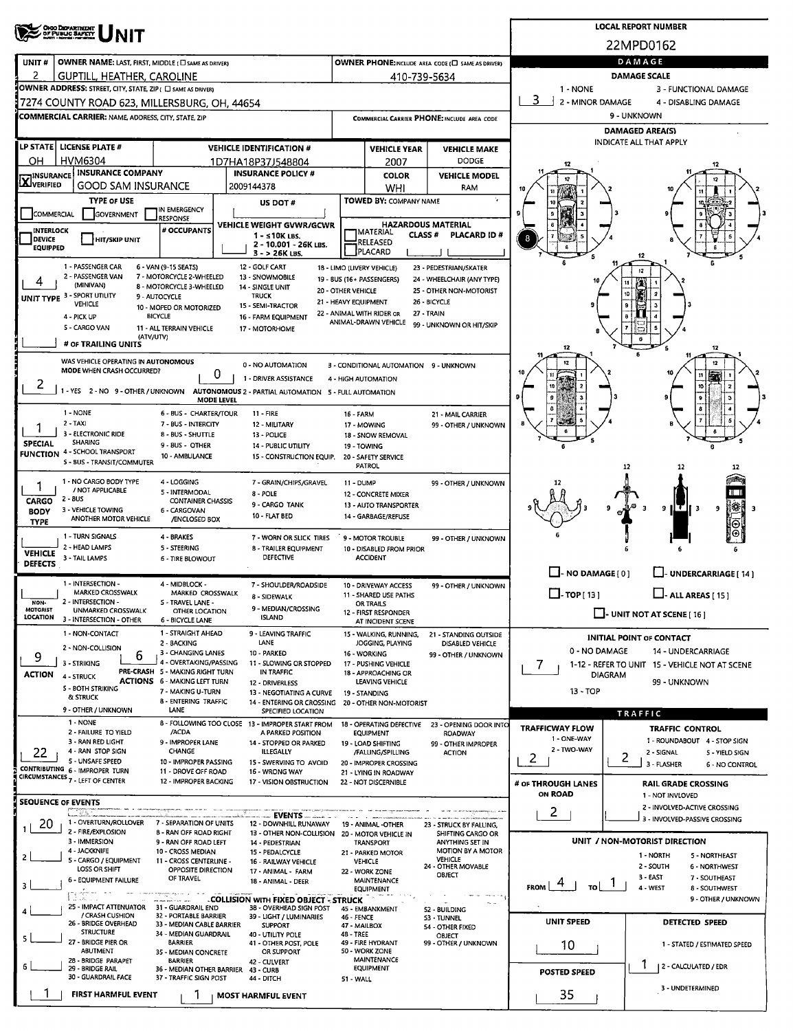# OHIO DEPARTMENT OF PUBLIC SAFETY UNIT

**LOCAL REPORT NUMBER:** 22MPD0162

| UNIT # | OWNER NAME: LAST, FIRST, MIDDLE (☐ SAME AS DRIVER) | OWNER PHONE: INCLUDE AREA CODE (☐ SAME AS DRIVER) |
|---|---|---|
| 2 | GUPTILL, HEATHER, CAROLINE | 410-739-5634 |

**OWNER ADDRESS:** STREET, CITY, STATE, ZIP (☐ SAME AS DRIVER)
7274 COUNTY ROAD 623, MILLERSBURG, OH, 44654

**COMMERCIAL CARRIER:** NAME, ADDRESS, CITY, STATE, ZIP

**COMMERCIAL CARRIER PHONE:** INCLUDE AREA CODE

| LP STATE | LICENSE PLATE # | VEHICLE IDENTIFICATION # | VEHICLE YEAR | VEHICLE MAKE |
|---|---|---|---|---|
| OH | HVM6304 | 1D7HA18P37J548804 | 2007 | DODGE |

| INSURANCE VERIFIED | INSURANCE COMPANY | INSURANCE POLICY # | COLOR | VEHICLE MODEL |
|---|---|---|---|---|
| X | GOOD SAM INSURANCE | 2009144378 | WHI | RAM |

**TYPE OF USE:** ☐ COMMERCIAL ☐ GOVERNMENT ☐ IN EMERGENCY RESPONSE

**US DOT #:**

**TOWED BY:** COMPANY NAME

☐ INTERLOCK DEVICE EQUIPPED ☐ HIT/SKIP UNIT

**# OCCUPANTS:**

**VEHICLE WEIGHT GVWR/GCWR:** 1 - ≤10K LBS. 2 - 10.001 - 26K LBS. 3 - > 26K LBS.

**HAZARDOUS MATERIAL:** ☐ MATERIAL RELEASED ☐ PLACARD — CLASS # — PLACARD ID #

**UNIT TYPE:** 4
1 - PASSENGER CAR; 2 - PASSENGER VAN (MINIVAN); 3 - SPORT UTILITY VEHICLE; 4 - PICK UP; 5 - CARGO VAN; 6 - VAN (9-15 SEATS); 7 - MOTORCYCLE 2-WHEELED; 8 - MOTORCYCLE 3-WHEELED; 9 - AUTOCYCLE; 10 - MOPED OR MOTORIZED BICYCLE; 11 - ALL TERRAIN VEHICLE (ATV/UTV); 12 - GOLF CART; 13 - SNOWMOBILE; 14 - SINGLE UNIT TRUCK; 15 - SEMI-TRACTOR; 16 - FARM EQUIPMENT; 17 - MOTORHOME; 18 - LIMO (LIVERY VEHICLE); 19 - BUS (16+ PASSENGERS); 20 - OTHER VEHICLE; 21 - HEAVY EQUIPMENT; 22 - ANIMAL WITH RIDER OR ANIMAL-DRAWN VEHICLE; 23 - PEDESTRIAN/SKATER; 24 - WHEELCHAIR (ANY TYPE); 25 - OTHER NON-MOTORIST; 26 - BICYCLE; 27 - TRAIN; 99 - UNKNOWN OR HIT/SKIP

**# OF TRAILING UNITS:**

**WAS VEHICLE OPERATING IN AUTONOMOUS MODE WHEN CRASH OCCURRED?** 2
1 - YES 2 - NO 9 - OTHER / UNKNOWN

**AUTONOMOUS MODE LEVEL:** 0
0 - NO AUTOMATION; 1 - DRIVER ASSISTANCE; 2 - PARTIAL AUTOMATION; 3 - CONDITIONAL AUTOMATION; 4 - HIGH AUTOMATION; 5 - FULL AUTOMATION; 9 - UNKNOWN

**SPECIAL FUNCTION:** 1
1 - NONE; 2 - TAXI; 3 - ELECTRONIC RIDE SHARING; 4 - SCHOOL TRANSPORT; 5 - BUS - TRANSIT/COMMUTER; 6 - BUS - CHARTER/TOUR; 7 - BUS - INTERCITY; 8 - BUS - SHUTTLE; 9 - BUS - OTHER; 10 - AMBULANCE; 11 - FIRE; 12 - MILITARY; 13 - POLICE; 14 - PUBLIC UTILITY; 15 - CONSTRUCTION EQUIP.; 16 - FARM; 17 - MOWING; 18 - SNOW REMOVAL; 19 - TOWING; 20 - SAFETY SERVICE PATROL; 21 - MAIL CARRIER; 99 - OTHER / UNKNOWN

**CARGO BODY TYPE:** 1
1 - NO CARGO BODY TYPE / NOT APPLICABLE; 2 - BUS; 3 - VEHICLE TOWING ANOTHER MOTOR VEHICLE; 4 - LOGGING; 5 - INTERMODAL CONTAINER CHASSIS; 6 - CARGOVAN /ENCLOSED BOX; 7 - GRAIN/CHIPS/GRAVEL; 8 - POLE; 9 - CARGO TANK; 10 - FLAT BED; 11 - DUMP; 12 - CONCRETE MIXER; 13 - AUTO TRANSPORTER; 14 - GARBAGE/REFUSE; 99 - OTHER / UNKNOWN

**VEHICLE DEFECTS:**
1 - TURN SIGNALS; 2 - HEAD LAMPS; 3 - TAIL LAMPS; 4 - BRAKES; 5 - STEERING; 6 - TIRE BLOWOUT; 7 - WORN OR SLICK TIRES; 8 - TRAILER EQUIPMENT DEFECTIVE; 9 - MOTOR TROUBLE; 10 - DISABLED FROM PRIOR ACCIDENT; 99 - OTHER / UNKNOWN

**NON-MOTORIST LOCATION:**
1 - INTERSECTION - MARKED CROSSWALK; 2 - INTERSECTION - UNMARKED CROSSWALK; 3 - INTERSECTION - OTHER; 4 - MIDBLOCK - MARKED CROSSWALK; 5 - TRAVEL LANE - OTHER LOCATION; 6 - BICYCLE LANE; 7 - SHOULDER/ROADSIDE; 8 - SIDEWALK; 9 - MEDIAN/CROSSING ISLAND; 10 - DRIVEWAY ACCESS; 11 - SHARED USE PATHS OR TRAILS; 12 - FIRST RESPONDER AT INCIDENT SCENE; 99 - OTHER / UNKNOWN

**ACTION:** 9
1 - NON-CONTACT; 2 - NON-COLLISION; 3 - STRIKING; 4 - STRUCK; 5 - BOTH STRIKING & STRUCK; 9 - OTHER / UNKNOWN

**PRE-CRASH ACTIONS:** 6
1 - STRAIGHT AHEAD; 2 - BACKING; 3 - CHANGING LANES; 4 - OVERTAKING/PASSING; 5 - MAKING RIGHT TURN; 6 - MAKING LEFT TURN; 7 - MAKING U-TURN; 8 - ENTERING TRAFFIC LANE; 9 - LEAVING TRAFFIC LANE; 10 - PARKED; 11 - SLOWING OR STOPPED IN TRAFFIC; 12 - DRIVERLESS; 13 - NEGOTIATING A CURVE; 14 - ENTERING OR CROSSING SPECIFIED LOCATION; 15 - WALKING, RUNNING, JOGGING, PLAYING; 16 - WORKING; 17 - PUSHING VEHICLE; 18 - APPROACHING OR LEAVING VEHICLE; 19 - STANDING; 20 - OTHER NON-MOTORIST; 21 - STANDING OUTSIDE DISABLED VEHICLE; 99 - OTHER / UNKNOWN

**CONTRIBUTING CIRCUMSTANCES:** 22
1 - NONE; 2 - FAILURE TO YIELD; 3 - RAN RED LIGHT; 4 - RAN STOP SIGN; 5 - UNSAFE SPEED; 6 - IMPROPER TURN; 7 - LEFT OF CENTER; 8 - FOLLOWING TOO CLOSE /ACDA; 9 - IMPROPER LANE CHANGE; 10 - IMPROPER PASSING; 11 - DROVE OFF ROAD; 12 - IMPROPER BACKING; 13 - IMPROPER START FROM A PARKED POSITION; 14 - STOPPED OR PARKED ILLEGALLY; 15 - SWERVING TO AVOID; 16 - WRONG WAY; 17 - VISION OBSTRUCTION; 18 - OPERATING DEFECTIVE EQUIPMENT; 19 - LOAD SHIFTING /FALLING/SPILLING; 20 - IMPROPER CROSSING; 21 - LYING IN ROADWAY; 22 - NOT DISCERNIBLE; 23 - OPENING DOOR INTO ROADWAY; 99 - OTHER IMPROPER ACTION

## SEQUENCE OF EVENTS

1: 20
2:
3:
4:
5:
6:

**EVENTS:** 1 - OVERTURN/ROLLOVER; 2 - FIRE/EXPLOSION; 3 - IMMERSION; 4 - JACKKNIFE; 5 - CARGO / EQUIPMENT LOSS OR SHIFT; 6 - EQUIPMENT FAILURE; 7 - SEPARATION OF UNITS; 8 - RAN OFF ROAD RIGHT; 9 - RAN OFF ROAD LEFT; 10 - CROSS MEDIAN; 11 - CROSS CENTERLINE - OPPOSITE DIRECTION OF TRAVEL; 12 - DOWNHILL RUNAWAY; 13 - OTHER NON-COLLISION; 14 - PEDESTRIAN; 15 - PEDALCYCLE; 16 - RAILWAY VEHICLE; 17 - ANIMAL - FARM; 18 - ANIMAL - DEER; 19 - ANIMAL - OTHER; 20 - MOTOR VEHICLE IN TRANSPORT; 21 - PARKED MOTOR VEHICLE; 22 - WORK ZONE MAINTENANCE EQUIPMENT; 23 - STRUCK BY FALLING, SHIFTING CARGO OR ANYTHING SET IN MOTION BY A MOTOR VEHICLE; 24 - OTHER MOVABLE OBJECT

**COLLISION WITH FIXED OBJECT - STRUCK:** 25 - IMPACT ATTENUATOR / CRASH CUSHION; 26 - BRIDGE OVERHEAD STRUCTURE; 27 - BRIDGE PIER OR ABUTMENT; 28 - BRIDGE PARAPET; 29 - BRIDGE RAIL; 30 - GUARDRAIL FACE; 31 - GUARDRAIL END; 32 - PORTABLE BARRIER; 33 - MEDIAN CABLE BARRIER; 34 - MEDIAN GUARDRAIL BARRIER; 35 - MEDIAN CONCRETE BARRIER; 36 - MEDIAN OTHER BARRIER; 37 - TRAFFIC SIGN POST; 38 - OVERHEAD SIGN POST; 39 - LIGHT / LUMINARIES SUPPORT; 40 - UTILITY POLE; 41 - OTHER POST, POLE OR SUPPORT; 42 - CULVERT; 43 - CURB; 44 - DITCH; 45 - EMBANKMENT; 46 - FENCE; 47 - MAILBOX; 48 - TREE; 49 - FIRE HYDRANT; 50 - WORK ZONE MAINTENANCE EQUIPMENT; 51 - WALL; 52 - BUILDING; 53 - TUNNEL; 54 - OTHER FIXED OBJECT; 99 - OTHER / UNKNOWN

**FIRST HARMFUL EVENT:** 1
**MOST HARMFUL EVENT:** 1

## DAMAGE

**DAMAGE SCALE:** 3
1 - NONE; 2 - MINOR DAMAGE; 3 - FUNCTIONAL DAMAGE; 4 - DISABLING DAMAGE; 9 - UNKNOWN

**DAMAGED AREA(S)** — INDICATE ALL THAT APPLY: 8

☐ - NO DAMAGE [ 0 ] ☐ - UNDERCARRIAGE [ 14 ]
☐ - TOP [ 13 ] ☐ - ALL AREAS [ 15 ]
☐ - UNIT NOT AT SCENE [ 16 ]

**INITIAL POINT OF CONTACT:** 7
0 - NO DAMAGE; 1-12 - REFER TO UNIT DIAGRAM; 13 - TOP; 14 - UNDERCARRIAGE; 15 - VEHICLE NOT AT SCENE; 99 - UNKNOWN

## TRAFFIC

**TRAFFICWAY FLOW:** 2
1 - ONE-WAY; 2 - TWO-WAY

**TRAFFIC CONTROL:** 2
1 - ROUNDABOUT; 2 - SIGNAL; 3 - FLASHER; 4 - STOP SIGN; 5 - YIELD SIGN; 6 - NO CONTROL

**# OF THROUGH LANES ON ROAD:** 2

**RAIL GRADE CROSSING:**
1 - NOT INVOLVED; 2 - INVOLVED-ACTIVE CROSSING; 3 - INVOLVED-PASSIVE CROSSING

**UNIT / NON-MOTORIST DIRECTION:** FROM 4 TO 1
1 - NORTH; 2 - SOUTH; 3 - EAST; 4 - WEST; 5 - NORTHEAST; 6 - NORTHWEST; 7 - SOUTHEAST; 8 - SOUTHWEST; 9 - OTHER / UNKNOWN

**UNIT SPEED:** 10

**POSTED SPEED:** 35

**DETECTED SPEED:** 1
1 - STATED / ESTIMATED SPEED; 2 - CALCULATED / EDR; 3 - UNDETERMINED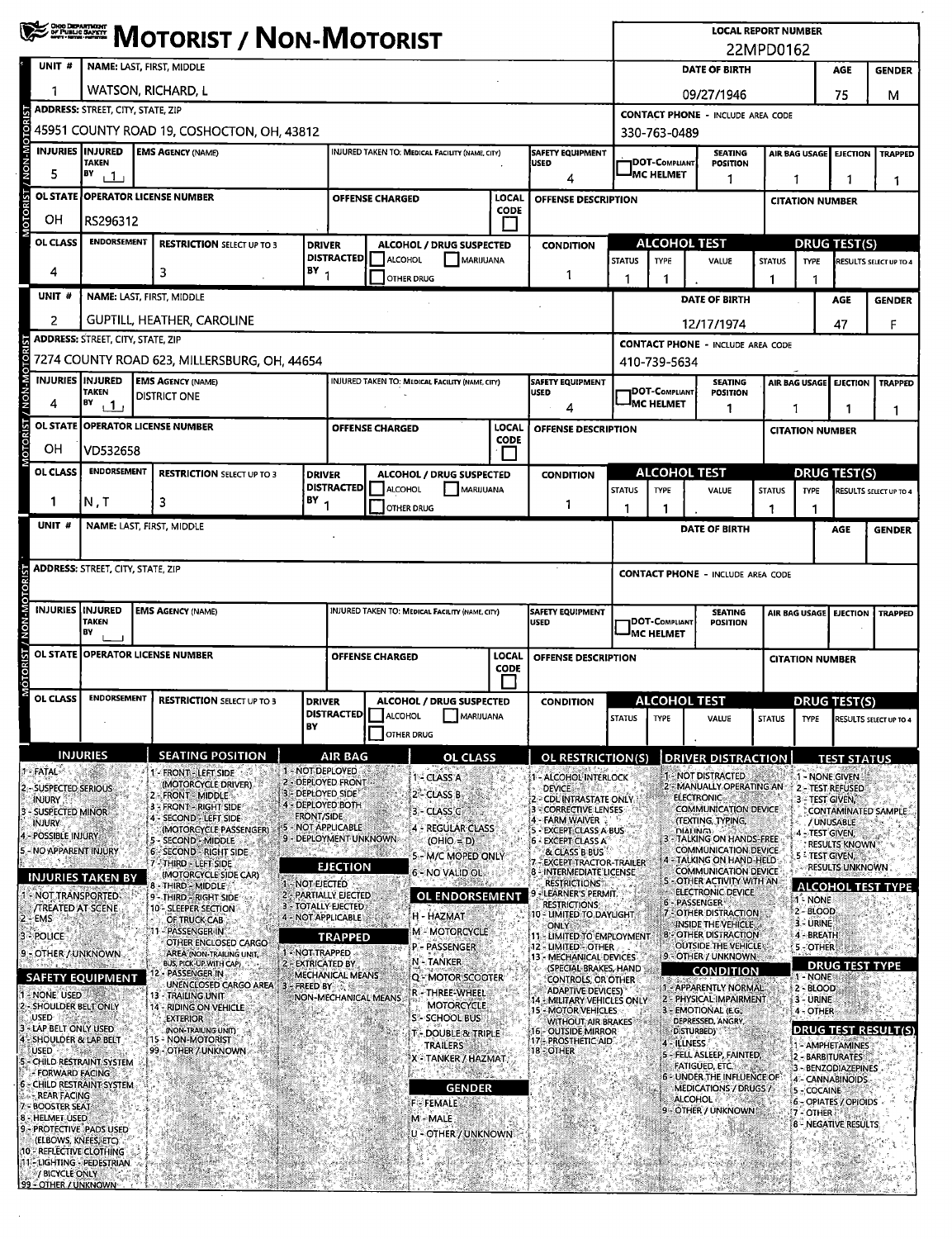# MOTORIST / NON-MOTORIST

Ohio Department of Public Safety

**LOCAL REPORT NUMBER:** 22MPD0162

## Unit 1

| UNIT # | NAME: LAST, FIRST, MIDDLE | DATE OF BIRTH | AGE | GENDER |
|---|---|---|---|---|
| 1 | WATSON, RICHARD, L | 09/27/1946 | 75 | M |

| ADDRESS: STREET, CITY, STATE, ZIP | CONTACT PHONE - INCLUDE AREA CODE |
|---|---|
| 45951 COUNTY ROAD 19, COSHOCTON, OH, 43812 | 330-763-0489 |

| INJURIES | INJURED TAKEN BY | EMS AGENCY (NAME) | INJURED TAKEN TO: MEDICAL FACILITY (NAME, CITY) | SAFETY EQUIPMENT USED | DOT-COMPLIANT MC HELMET | SEATING POSITION | AIR BAG USAGE | EJECTION | TRAPPED |
|---|---|---|---|---|---|---|---|---|---|
| 5 | 1 | | | 4 | | 1 | 1 | 1 | 1 |

| OL STATE | OPERATOR LICENSE NUMBER | OFFENSE CHARGED | LOCAL CODE | OFFENSE DESCRIPTION | CITATION NUMBER |
|---|---|---|---|---|---|
| OH | RS296312 | | | | |

| OL CLASS | ENDORSEMENT | RESTRICTION SELECT UP TO 3 | DRIVER DISTRACTED BY | ALCOHOL / DRUG SUSPECTED | CONDITION | ALCOHOL TEST STATUS | ALCOHOL TEST TYPE | ALCOHOL TEST VALUE | DRUG TEST STATUS | DRUG TEST TYPE | RESULTS SELECT UP TO 4 |
|---|---|---|---|---|---|---|---|---|---|---|---|
| 4 | | 3 | 1 | ☐ ALCOHOL ☐ MARIJUANA ☐ OTHER DRUG | 1 | 1 | 1 | . | 1 | 1 | |

## Unit 2

| UNIT # | NAME: LAST, FIRST, MIDDLE | DATE OF BIRTH | AGE | GENDER |
|---|---|---|---|---|
| 2 | GUPTILL, HEATHER, CAROLINE | 12/17/1974 | 47 | F |

| ADDRESS: STREET, CITY, STATE, ZIP | CONTACT PHONE - INCLUDE AREA CODE |
|---|---|
| 7274 COUNTY ROAD 623, MILLERSBURG, OH, 44654 | 410-739-5634 |

| INJURIES | INJURED TAKEN BY | EMS AGENCY (NAME) | INJURED TAKEN TO: MEDICAL FACILITY (NAME, CITY) | SAFETY EQUIPMENT USED | DOT-COMPLIANT MC HELMET | SEATING POSITION | AIR BAG USAGE | EJECTION | TRAPPED |
|---|---|---|---|---|---|---|---|---|---|
| 4 | 1 | DISTRICT ONE | | 4 | | 1 | 1 | 1 | 1 |

| OL STATE | OPERATOR LICENSE NUMBER | OFFENSE CHARGED | LOCAL CODE | OFFENSE DESCRIPTION | CITATION NUMBER |
|---|---|---|---|---|---|
| OH | VD532658 | | | | |

| OL CLASS | ENDORSEMENT | RESTRICTION SELECT UP TO 3 | DRIVER DISTRACTED BY | ALCOHOL / DRUG SUSPECTED | CONDITION | ALCOHOL TEST STATUS | ALCOHOL TEST TYPE | ALCOHOL TEST VALUE | DRUG TEST STATUS | DRUG TEST TYPE | RESULTS SELECT UP TO 4 |
|---|---|---|---|---|---|---|---|---|---|---|---|
| 1 | N, T | 3 | 1 | ☐ ALCOHOL ☐ MARIJUANA ☐ OTHER DRUG | 1 | 1 | 1 | . | 1 | 1 | |

## Unit (blank)

| UNIT # | NAME: LAST, FIRST, MIDDLE | DATE OF BIRTH | AGE | GENDER |
|---|---|---|---|---|
| | | | | |

| ADDRESS: STREET, CITY, STATE, ZIP | CONTACT PHONE - INCLUDE AREA CODE |
|---|---|
| | |

| INJURIES | INJURED TAKEN BY | EMS AGENCY (NAME) | INJURED TAKEN TO: MEDICAL FACILITY (NAME, CITY) | SAFETY EQUIPMENT USED | DOT-COMPLIANT MC HELMET | SEATING POSITION | AIR BAG USAGE | EJECTION | TRAPPED |
|---|---|---|---|---|---|---|---|---|---|
| | | | | | | | | | |

| OL STATE | OPERATOR LICENSE NUMBER | OFFENSE CHARGED | LOCAL CODE | OFFENSE DESCRIPTION | CITATION NUMBER |
|---|---|---|---|---|---|
| | | | | | |

| OL CLASS | ENDORSEMENT | RESTRICTION SELECT UP TO 3 | DRIVER DISTRACTED BY | ALCOHOL / DRUG SUSPECTED | CONDITION | ALCOHOL TEST STATUS | ALCOHOL TEST TYPE | ALCOHOL TEST VALUE | DRUG TEST STATUS | DRUG TEST TYPE | RESULTS SELECT UP TO 4 |
|---|---|---|---|---|---|---|---|---|---|---|---|
| | | | | ☐ ALCOHOL ☐ MARIJUANA ☐ OTHER DRUG | | | | | | | |

## Codes

**INJURIES**
1 - FATAL
2 - SUSPECTED SERIOUS INJURY
3 - SUSPECTED MINOR INJURY
4 - POSSIBLE INJURY
5 - NO APPARENT INJURY

**INJURIES TAKEN BY**
1 - NOT TRANSPORTED /TREATED AT SCENE
2 - EMS
3 - POLICE
9 - OTHER / UNKNOWN

**SAFETY EQUIPMENT**
1 - NONE USED
2 - SHOULDER BELT ONLY USED
3 - LAP BELT ONLY USED
4 - SHOULDER & LAP BELT USED
5 - CHILD RESTRAINT SYSTEM - FORWARD FACING
6 - CHILD RESTRAINT SYSTEM - REAR FACING
7 - BOOSTER SEAT
8 - HELMET USED
9 - PROTECTIVE PADS USED (ELBOWS, KNEES, ETC)
10 - REFLECTIVE CLOTHING
11 - LIGHTING - PEDESTRIAN / BICYCLE ONLY
99 - OTHER / UNKNOWN

**SEATING POSITION**
1 - FRONT - LEFT SIDE (MOTORCYCLE DRIVER)
2 - FRONT - MIDDLE
3 - FRONT - RIGHT SIDE
4 - SECOND - LEFT SIDE (MOTORCYCLE PASSENGER)
5 - SECOND - MIDDLE
6 - SECOND - RIGHT SIDE
7 - THIRD - LEFT SIDE (MOTORCYCLE SIDE CAR)
8 - THIRD - MIDDLE
9 - THIRD - RIGHT SIDE
10 - SLEEPER SECTION OF TRUCK CAB
11 - PASSENGER IN OTHER ENCLOSED CARGO AREA (NON-TRAILING UNIT, BUS, PICK-UP WITH CAP)
12 - PASSENGER IN UNENCLOSED CARGO AREA
13 - TRAILING UNIT
14 - RIDING ON VEHICLE EXTERIOR (NON-TRAILING UNIT)
15 - NON-MOTORIST
99 - OTHER / UNKNOWN

**AIR BAG**
1 - NOT DEPLOYED
2 - DEPLOYED FRONT
3 - DEPLOYED SIDE
4 - DEPLOYED BOTH FRONT/SIDE
5 - NOT APPLICABLE
9 - DEPLOYMENT UNKNOWN

**EJECTION**
1 - NOT EJECTED
2 - PARTIALLY EJECTED
3 - TOTALLY EJECTED
4 - NOT APPLICABLE

**TRAPPED**
1 - NOT TRAPPED
2 - EXTRICATED BY MECHANICAL MEANS
3 - FREED BY NON-MECHANICAL MEANS

**OL CLASS**
1 - CLASS A
2 - CLASS B
3 - CLASS C
4 - REGULAR CLASS (OHIO = D)
5 - M/C MOPED ONLY
6 - NO VALID OL

**OL ENDORSEMENT**
H - HAZMAT
M - MOTORCYCLE
P - PASSENGER
N - TANKER
Q - MOTOR SCOOTER
R - THREE-WHEEL MOTORCYCLE
S - SCHOOL BUS
T - DOUBLE & TRIPLE TRAILERS
X - TANKER / HAZMAT

**GENDER**
F - FEMALE
M - MALE
U - OTHER / UNKNOWN

**OL RESTRICTION(S)**
1 - ALCOHOL INTERLOCK DEVICE
2 - CDL INTRASTATE ONLY
3 - CORRECTIVE LENSES
4 - FARM WAIVER
5 - EXCEPT CLASS A BUS
6 - EXCEPT CLASS A & CLASS B BUS
7 - EXCEPT TRACTOR-TRAILER
8 - INTERMEDIATE LICENSE RESTRICTIONS
9 - LEARNER'S PERMIT RESTRICTIONS
10 - LIMITED TO DAYLIGHT ONLY
11 - LIMITED TO EMPLOYMENT
12 - LIMITED - OTHER
13 - MECHANICAL DEVICES (SPECIAL BRAKES, HAND CONTROLS, OR OTHER ADAPTIVE DEVICES)
14 - MILITARY VEHICLES ONLY
15 - MOTOR VEHICLES WITHOUT AIR BRAKES
16 - OUTSIDE MIRROR
17 - PROSTHETIC AID
18 - OTHER

**DRIVER DISTRACTION**
1 - NOT DISTRACTED
2 - MANUALLY OPERATING AN ELECTRONIC COMMUNICATION DEVICE (TEXTING, TYPING, DIALING)
3 - TALKING ON HANDS-FREE COMMUNICATION DEVICE
4 - TALKING ON HAND-HELD COMMUNICATION DEVICE
5 - OTHER ACTIVITY WITH AN ELECTRONIC DEVICE
6 - PASSENGER
7 - OTHER DISTRACTION INSIDE THE VEHICLE
8 - OTHER DISTRACTION OUTSIDE THE VEHICLE
9 - OTHER / UNKNOWN

**CONDITION**
1 - APPARENTLY NORMAL
2 - PHYSICAL IMPAIRMENT
3 - EMOTIONAL (E.G., DEPRESSED, ANGRY, DISTURBED)
4 - ILLNESS
5 - FELL ASLEEP, FAINTED, FATIGUED, ETC.
6 - UNDER THE INFLUENCE OF MEDICATIONS / DRUGS / ALCOHOL
9 - OTHER / UNKNOWN

**TEST STATUS**
1 - NONE GIVEN
2 - TEST REFUSED
3 - TEST GIVEN, CONTAMINATED SAMPLE / UNUSABLE
4 - TEST GIVEN, RESULTS KNOWN
5 - TEST GIVEN, RESULTS UNKNOWN

**ALCOHOL TEST TYPE**
1 - NONE
2 - BLOOD
3 - URINE
4 - BREATH
5 - OTHER

**DRUG TEST TYPE**
1 - NONE
2 - BLOOD
3 - URINE
4 - OTHER

**DRUG TEST RESULT(S)**
1 - AMPHETAMINES
2 - BARBITURATES
3 - BENZODIAZEPINES
4 - CANNABINOIDS
5 - COCAINE
6 - OPIATES / OPIOIDS
7 - OTHER
8 - NEGATIVE RESULTS